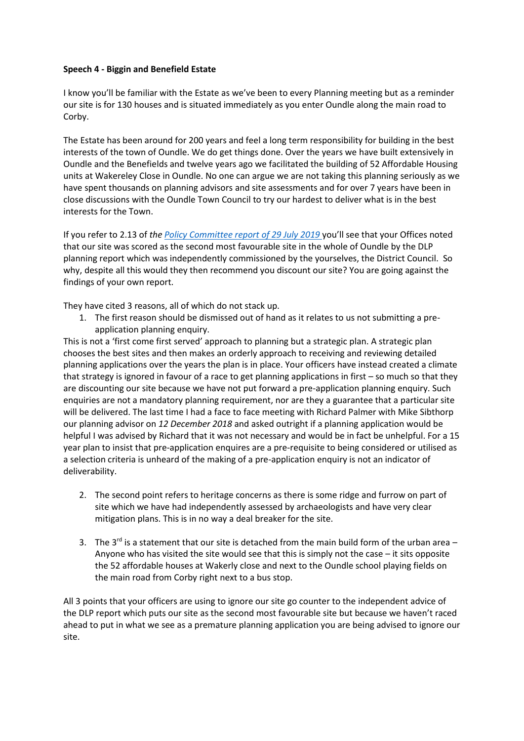**Speech 4 - Biggin and Benefield Estate**

I know you'll be familiar with the Estate as we've been to every Planning meeting but as a reminder our site is for 130 houses and is situated immediately as you enter Oundle along the main road to Corby.

The Estate has been around for 200 years and feel a long term responsibility for building in the best interests of the town of Oundle. We do get things done. Over the years we have built extensively in Oundle and the Benefields and twelve years ago we facilitated the building of 52 Affordable Housing units at Wakereley Close in Oundle. No one can argue we are not taking this planning seriously as we have spent thousands on planning advisors and site assessments and for over 7 years have been in close discussions with the Oundle Town Council to try our hardest to deliver what is in the best interests for the Town.

If you refer to 2.13 of *the Policy Committee report of 29 July 2019* you'll see that your Offices noted that our site was scored as the second most favourable site in the whole of Oundle by the DLP planning report which was independently commissioned by the yourselves, the District Council. So why, despite all this would they then recommend you discount our site? You are going against the findings of your own report.

They have cited 3 reasons, all of which do not stack up.

1. The first reason should be dismissed out of hand as it relates to us not submitting a pre-application planning enquiry.

This is not a 'first come first served' approach to planning but a strategic plan. A strategic plan chooses the best sites and then makes an orderly approach to receiving and reviewing detailed planning applications over the years the plan is in place. Your officers have instead created a climate that strategy is ignored in favour of a race to get planning applications in first – so much so that they are discounting our site because we have not put forward a pre-application planning enquiry. Such enquiries are not a mandatory planning requirement, nor are they a guarantee that a particular site will be delivered. The last time I had a face to face meeting with Richard Palmer with Mike Sibthorp our planning advisor on *12 December 2018* and asked outright if a planning application would be helpful I was advised by Richard that it was not necessary and would be in fact be unhelpful. For a 15 year plan to insist that pre-application enquires are a pre-requisite to being considered or utilised as a selection criteria is unheard of the making of a pre-application enquiry is not an indicator of deliverability.

2. The second point refers to heritage concerns as there is some ridge and furrow on part of site which we have had independently assessed by archaeologists and have very clear mitigation plans. This is in no way a deal breaker for the site.

3. The 3rd is a statement that our site is detached from the main build form of the urban area – Anyone who has visited the site would see that this is simply not the case – it sits opposite the 52 affordable houses at Wakerly close and next to the Oundle school playing fields on the main road from Corby right next to a bus stop.

All 3 points that your officers are using to ignore our site go counter to the independent advice of the DLP report which puts our site as the second most favourable site but because we haven't raced ahead to put in what we see as a premature planning application you are being advised to ignore our site.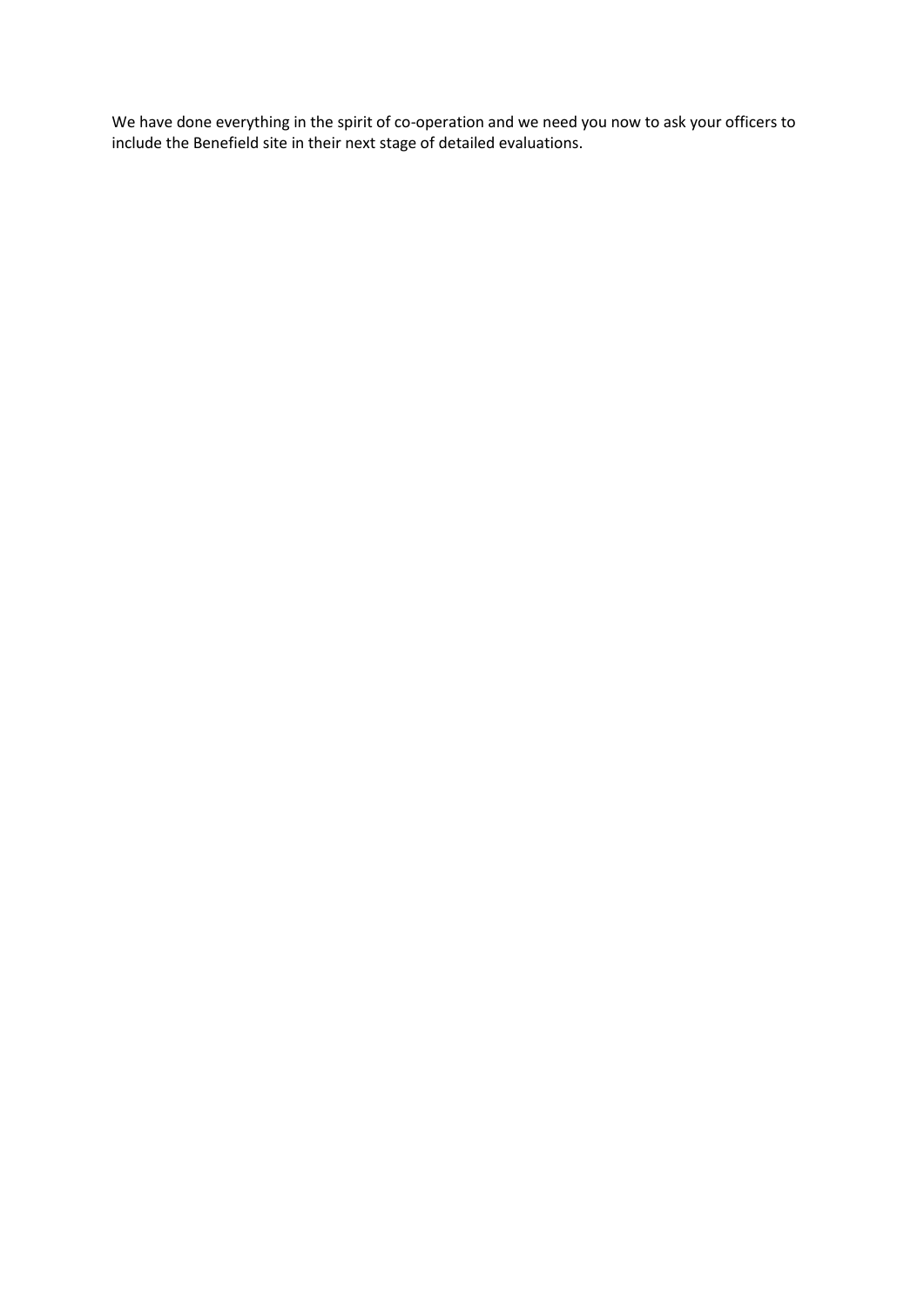We have done everything in the spirit of co-operation and we need you now to ask your officers to include the Benefield site in their next stage of detailed evaluations.